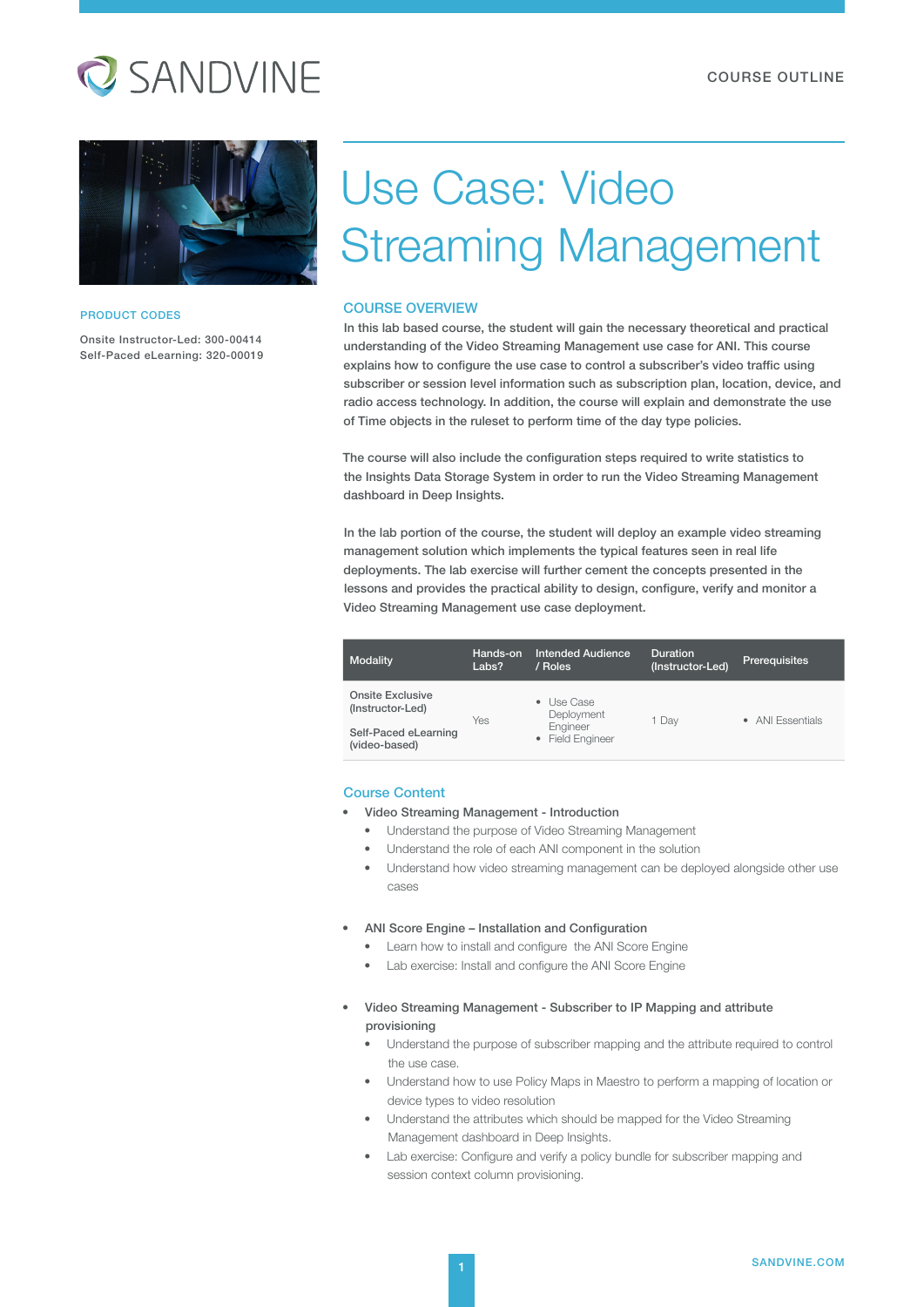SANDVINE

COURSE OUTLINE

# Use Case: Video Streaming Management

**PRODUCT CODES**

Onsite Instructor-Led: 300-00414
Self-Paced eLearning: 320-00019

## COURSE OVERVIEW

In this lab based course, the student will gain the necessary theoretical and practical understanding of the Video Streaming Management use case for ANI. This course explains how to configure the use case to control a subscriber's video traffic using subscriber or session level information such as subscription plan, location, device, and radio access technology. In addition, the course will explain and demonstrate the use of Time objects in the ruleset to perform time of the day type policies.

The course will also include the configuration steps required to write statistics to the Insights Data Storage System in order to run the Video Streaming Management dashboard in Deep Insights.

In the lab portion of the course, the student will deploy an example video streaming management solution which implements the typical features seen in real life deployments. The lab exercise will further cement the concepts presented in the lessons and provides the practical ability to design, configure, verify and monitor a Video Streaming Management use case deployment.

| Modality | Hands-on Labs? | Intended Audience / Roles | Duration (Instructor-Led) | Prerequisites |
|---|---|---|---|---|
| Onsite Exclusive (Instructor-Led)<br><br>Self-Paced eLearning (video-based) | Yes | • Use Case Deployment Engineer<br>• Field Engineer | 1 Day | • ANI Essentials |

## Course Content

- Video Streaming Management - Introduction
  - Understand the purpose of Video Streaming Management
  - Understand the role of each ANI component in the solution
  - Understand how video streaming management can be deployed alongside other use cases

- ANI Score Engine – Installation and Configuration
  - Learn how to install and configure the ANI Score Engine
  - Lab exercise: Install and configure the ANI Score Engine

- Video Streaming Management - Subscriber to IP Mapping and attribute provisioning
  - Understand the purpose of subscriber mapping and the attribute required to control the use case.
  - Understand how to use Policy Maps in Maestro to perform a mapping of location or device types to video resolution
  - Understand the attributes which should be mapped for the Video Streaming Management dashboard in Deep Insights.
  - Lab exercise: Configure and verify a policy bundle for subscriber mapping and session context column provisioning.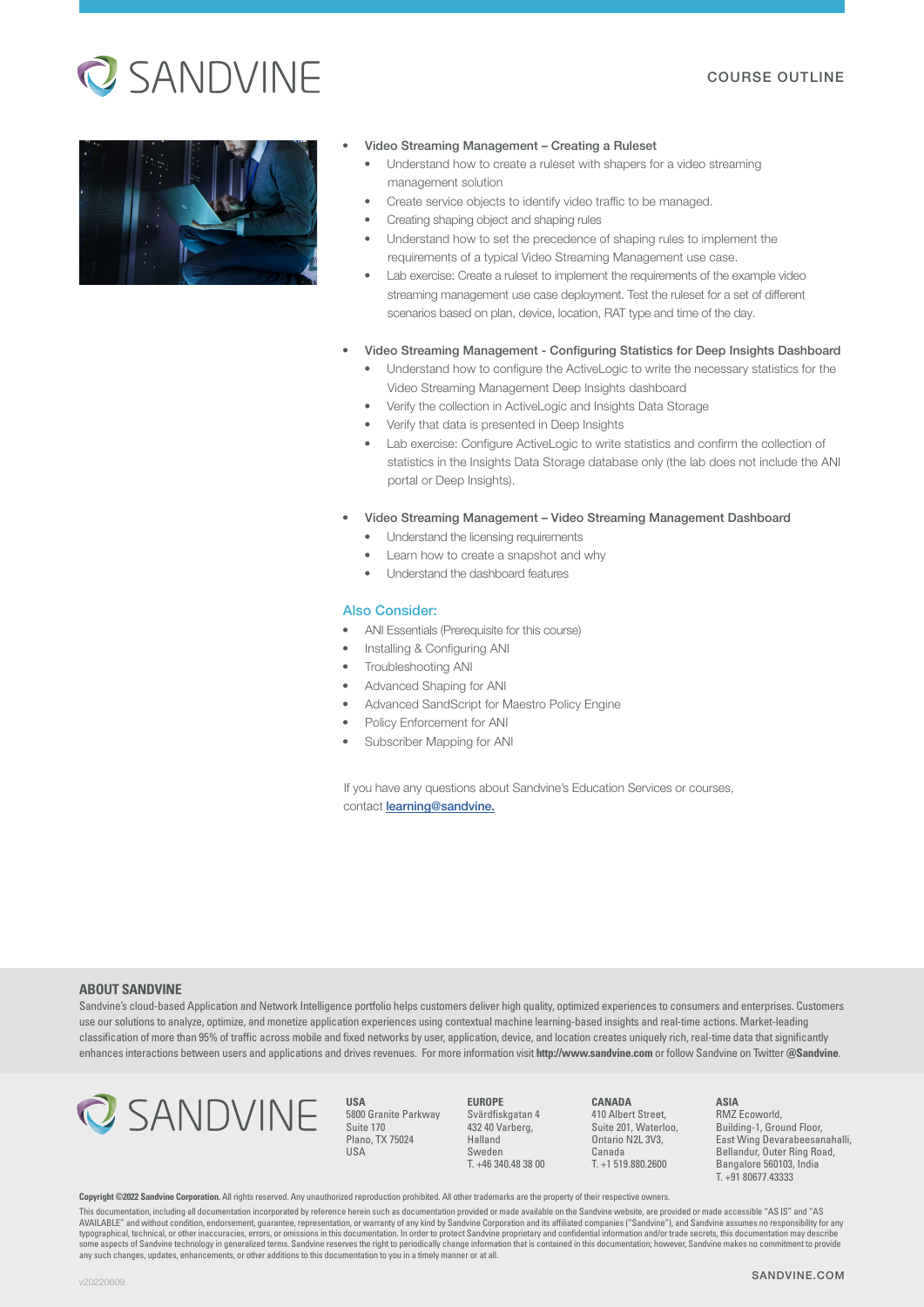- Video Streaming Management – Creating a Ruleset
  - Understand how to create a ruleset with shapers for a video streaming management solution
  - Create service objects to identify video traffic to be managed.
  - Creating shaping object and shaping rules
  - Understand how to set the precedence of shaping rules to implement the requirements of a typical Video Streaming Management use case.
  - Lab exercise: Create a ruleset to implement the requirements of the example video streaming management use case deployment. Test the ruleset for a set of different scenarios based on plan, device, location, RAT type and time of the day.

- Video Streaming Management - Configuring Statistics for Deep Insights Dashboard
  - Understand how to configure the ActiveLogic to write the necessary statistics for the Video Streaming Management Deep Insights dashboard
  - Verify the collection in ActiveLogic and Insights Data Storage
  - Verify that data is presented in Deep Insights
  - Lab exercise: Configure ActiveLogic to write statistics and confirm the collection of statistics in the Insights Data Storage database only (the lab does not include the ANI portal or Deep Insights).

- Video Streaming Management – Video Streaming Management Dashboard
  - Understand the licensing requirements
  - Learn how to create a snapshot and why
  - Understand the dashboard features

## Also Consider:

- ANI Essentials (Prerequisite for this course)
- Installing & Configuring ANI
- Troubleshooting ANI
- Advanced Shaping for ANI
- Advanced SandScript for Maestro Policy Engine
- Policy Enforcement for ANI
- Subscriber Mapping for ANI

If you have any questions about Sandvine's Education Services or courses, contact learning@sandvine.

### ABOUT SANDVINE

Sandvine's cloud-based Application and Network Intelligence portfolio helps customers deliver high quality, optimized experiences to consumers and enterprises. Customers use our solutions to analyze, optimize, and monetize application experiences using contextual machine learning-based insights and real-time actions. Market-leading classification of more than 95% of traffic across mobile and fixed networks by user, application, device, and location creates uniquely rich, real-time data that significantly enhances interactions between users and applications and drives revenues. For more information visit **http://www.sandvine.com** or follow Sandvine on Twitter **@Sandvine**.

**USA**
5800 Granite Parkway
Suite 170
Plano, TX 75024
USA

**EUROPE**
Svärdfiskgatan 4
432 40 Varberg,
Halland
Sweden
T. +46 340.48 38 00

**CANADA**
410 Albert Street,
Suite 201, Waterloo,
Ontario N2L 3V3,
Canada
T. +1 519.880.2600

**ASIA**
RMZ Ecoworld,
Building-1, Ground Floor,
East Wing Devarabeesanahalli,
Bellandur, Outer Ring Road,
Bangalore 560103, India
T. +91 80677.43333

**Copyright ©2022 Sandvine Corporation.** All rights reserved. Any unauthorized reproduction prohibited. All other trademarks are the property of their respective owners.

This documentation, including all documentation incorporated by reference herein such as documentation provided or made available on the Sandvine website, are provided or made accessible "AS IS" and "AS AVAILABLE" and without condition, endorsement, guarantee, representation, or warranty of any kind by Sandvine Corporation and its affiliated companies ("Sandvine"), and Sandvine assumes no responsibility for any typographical, technical, or other inaccuracies, errors, or omissions in this documentation. In order to protect Sandvine proprietary and confidential information and/or trade secrets, this documentation may describe some aspects of Sandvine technology in generalized terms. Sandvine reserves the right to periodically change information that is contained in this documentation; however, Sandvine makes no commitment to provide any such changes, updates, enhancements, or other additions to this documentation to you in a timely manner or at all.

v20220609

SANDVINE.COM